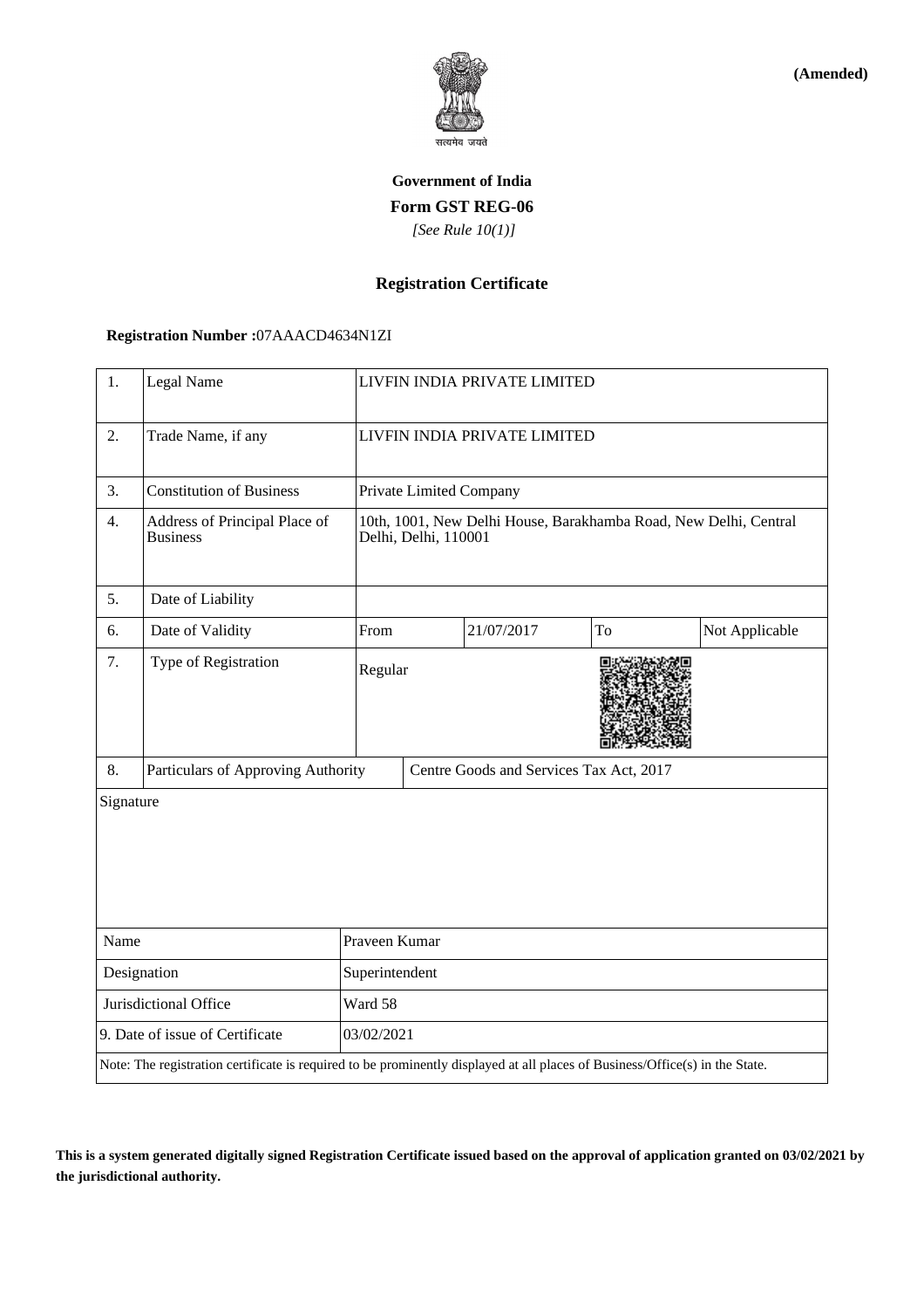**(Amended)**

**Government of India**

**Form GST REG-06**

*[See Rule 10(1)]*

**Registration Certificate**

**Registration Number :**07AAACD4634N1ZI

| 1. | Legal Name | LIVFIN INDIA PRIVATE LIMITED | | | |
|---|---|---|---|---|---|
| 2. | Trade Name, if any | LIVFIN INDIA PRIVATE LIMITED | | | |
| 3. | Constitution of Business | Private Limited Company | | | |
| 4. | Address of Principal Place of Business | 10th, 1001, New Delhi House, Barakhamba Road, New Delhi, Central Delhi, Delhi, 110001 | | | |
| 5. | Date of Liability | | | | |
| 6. | Date of Validity | From | 21/07/2017 | To | Not Applicable |
| 7. | Type of Registration | Regular | | | |
| 8. | Particulars of Approving Authority | Centre Goods and Services Tax Act, 2017 | | | |

Signature

| Name | Praveen Kumar |
|---|---|
| Designation | Superintendent |
| Jurisdictional Office | Ward 58 |
| 9. Date of issue of Certificate | 03/02/2021 |

Note: The registration certificate is required to be prominently displayed at all places of Business/Office(s) in the State.

**This is a system generated digitally signed Registration Certificate issued based on the approval of application granted on 03/02/2021 by the jurisdictional authority.**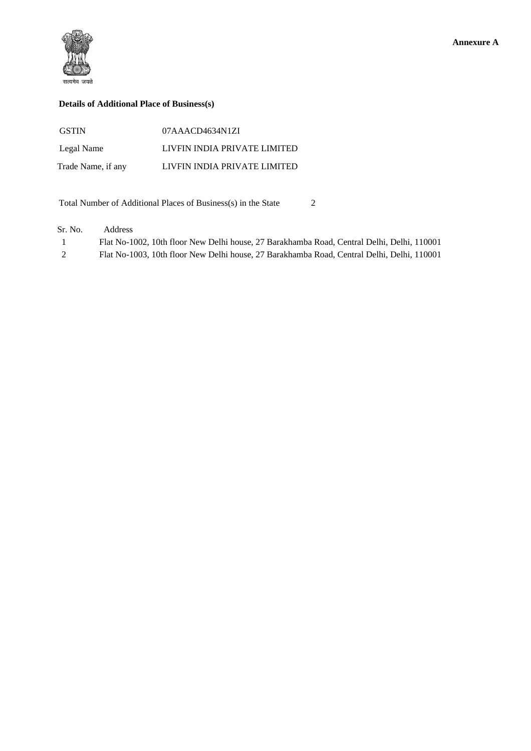**Annexure A**

सत्यमेव जयते

**Details of Additional Place of Business(s)**

| | |
|---|---|
| GSTIN | 07AAACD4634N1ZI |
| Legal Name | LIVFIN INDIA PRIVATE LIMITED |
| Trade Name, if any | LIVFIN INDIA PRIVATE LIMITED |

Total Number of Additional Places of Business(s) in the State 2

| Sr. No. | Address |
|---|---|
| 1 | Flat No-1002, 10th floor New Delhi house, 27 Barakhamba Road, Central Delhi, Delhi, 110001 |
| 2 | Flat No-1003, 10th floor New Delhi house, 27 Barakhamba Road, Central Delhi, Delhi, 110001 |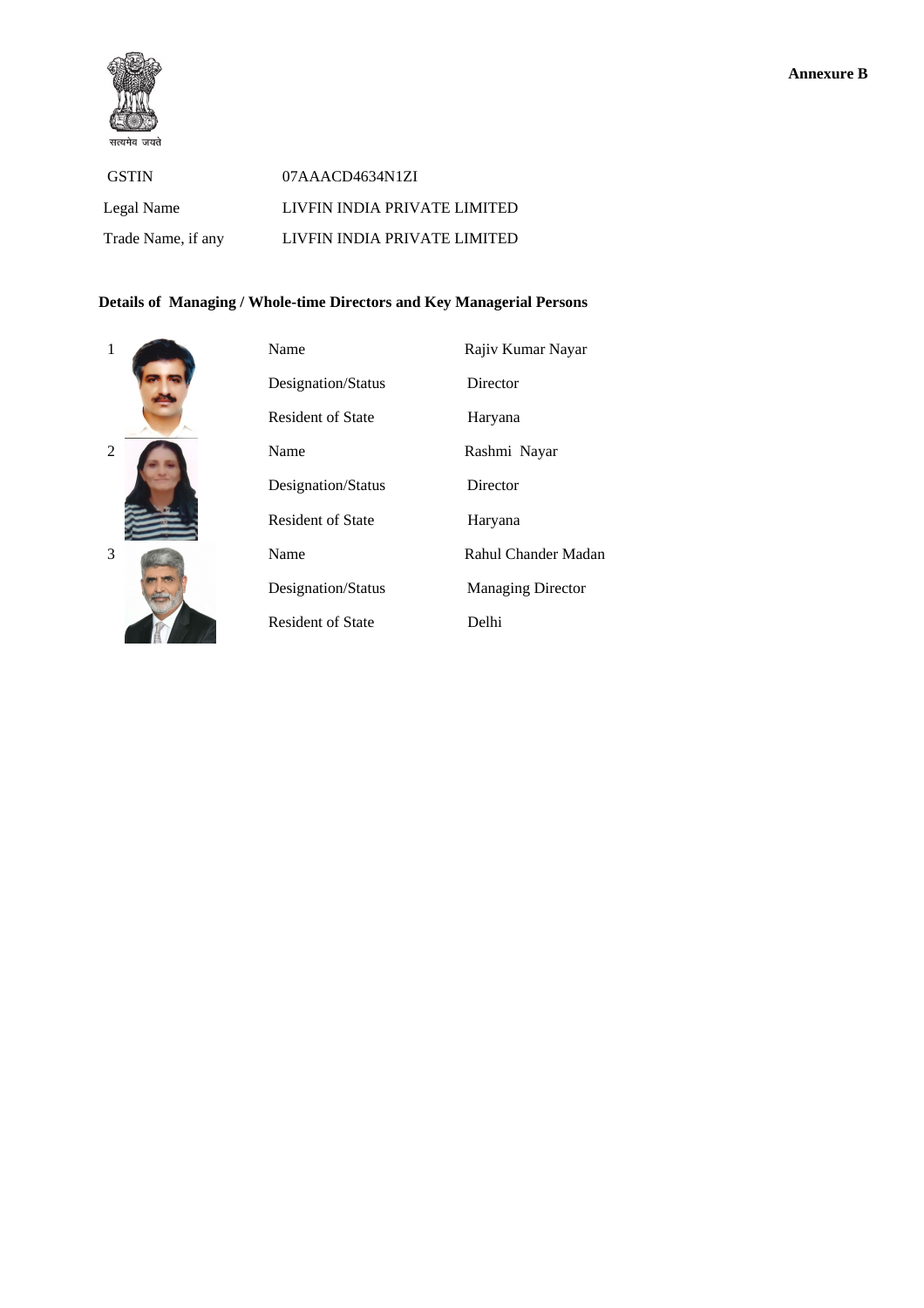Annexure B

सत्यमेव जयते

| | |
|---|---|
| GSTIN | 07AAACD4634N1ZI |
| Legal Name | LIVFIN INDIA PRIVATE LIMITED |
| Trade Name, if any | LIVFIN INDIA PRIVATE LIMITED |

**Details of Managing / Whole-time Directors and Key Managerial Persons**

| | | |
|---|---|---|
| 1 | Name | Rajiv Kumar Nayar |
| | Designation/Status | Director |
| | Resident of State | Haryana |
| 2 | Name | Rashmi Nayar |
| | Designation/Status | Director |
| | Resident of State | Haryana |
| 3 | Name | Rahul Chander Madan |
| | Designation/Status | Managing Director |
| | Resident of State | Delhi |